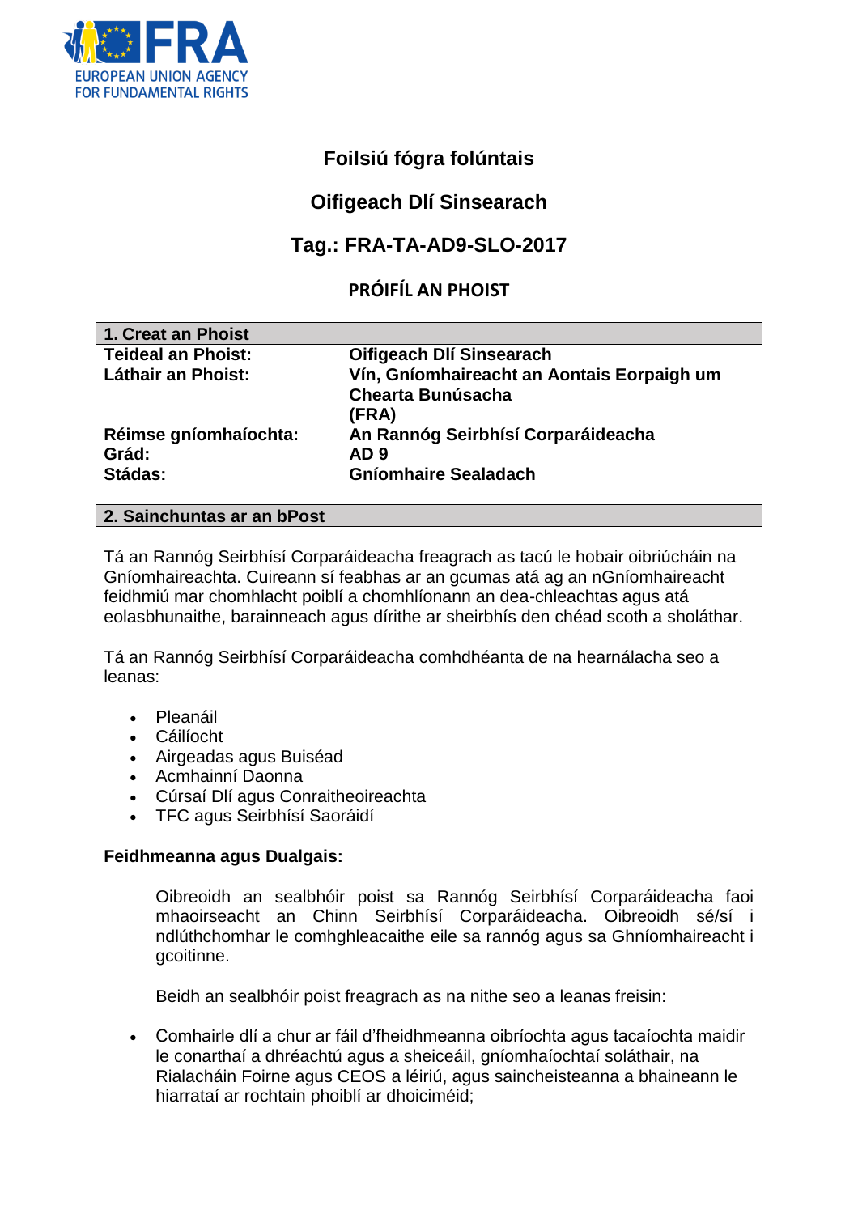FRA
EUROPEAN UNION AGENCY FOR FUNDAMENTAL RIGHTS

# Foilsiú fógra folúntais

## Oifigeach Dlí Sinsearach

## Tag.: FRA-TA-AD9-SLO-2017

### PRÓIFÍL AN PHOIST

| 1. Creat an Phoist | |
|---|---|
| **Teideal an Phoist:** | **Oifigeach Dlí Sinsearach** |
| **Láthair an Phoist:** | **Vín, Gníomhaireacht an Aontais Eorpaigh um Chearta Bunúsacha (FRA)** |
| **Réimse gníomhaíochta:** | **An Rannóg Seirbhísí Corparáideacha** |
| **Grád:** | **AD 9** |
| **Stádas:** | **Gníomhaire Sealadach** |

**2. Sainchuntas ar an bPost**

Tá an Rannóg Seirbhísí Corparáideacha freagrach as tacú le hobair oibriúcháin na Gníomhaireachta. Cuireann sí feabhas ar an gcumas atá ag an nGníomhaireacht feidhmiú mar chomhlacht poiblí a chomhlíonann an dea-chleachtas agus atá eolasbhunaithe, barainneach agus dírithe ar sheirbhís den chéad scoth a sholáthar.

Tá an Rannóg Seirbhísí Corparáideacha comhdhéanta de na hearnálacha seo a leanas:

- Pleanáil
- Cáilíocht
- Airgeadas agus Buiséad
- Acmhainní Daonna
- Cúrsaí Dlí agus Conraitheoireachta
- TFC agus Seirbhísí Saoráidí

**Feidhmeanna agus Dualgais:**

Oibreoidh an sealbhóir poist sa Rannóg Seirbhísí Corparáideacha faoi mhaoirseacht an Chinn Seirbhísí Corparáideacha. Oibreoidh sé/sí i ndlúthchomhar le comhghleacaithe eile sa rannóg agus sa Ghníomhaireacht i gcoitinne.

Beidh an sealbhóir poist freagrach as na nithe seo a leanas freisin:

- Comhairle dlí a chur ar fáil d'fheidhmeanna oibríochta agus tacaíochta maidir le conarthaí a dhréachtú agus a sheiceáil, gníomhaíochtaí soláthair, na Rialacháin Foirne agus CEOS a léiriú, agus saincheisteanna a bhaineann le hiarrataí ar rochtain phoiblí ar dhoiciméid;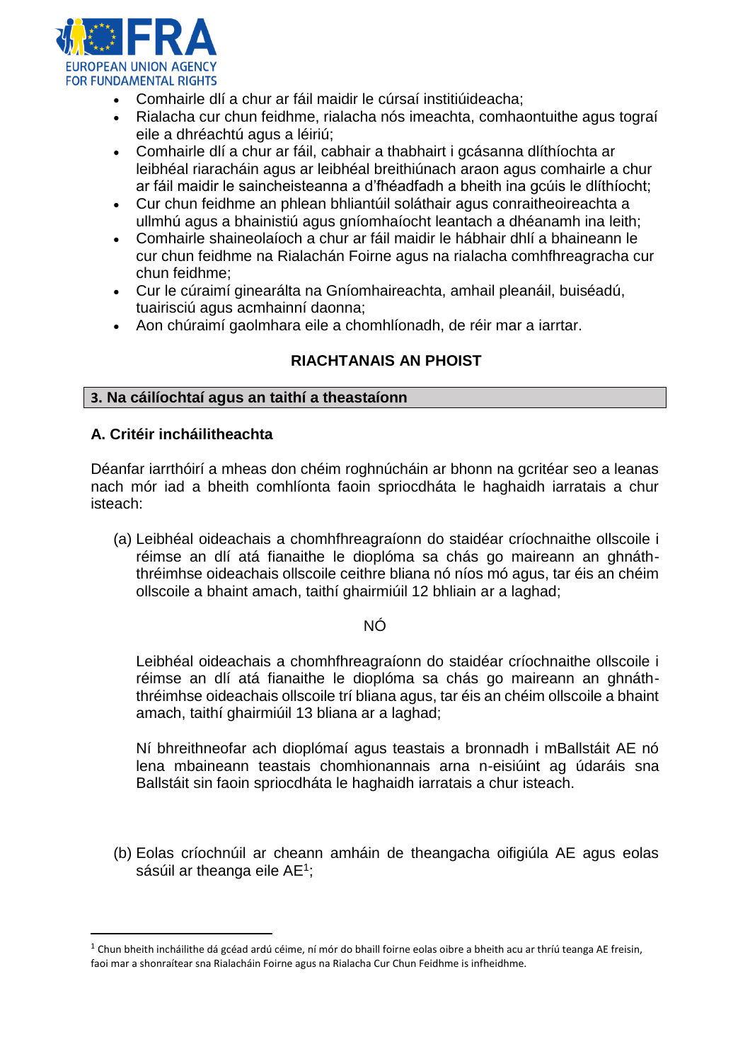- Comhairle dlí a chur ar fáil maidir le cúrsaí institiúideacha;
- Rialacha cur chun feidhme, rialacha nós imeachta, comhaontuithe agus tograí eile a dhréachtú agus a léiriú;
- Comhairle dlí a chur ar fáil, cabhair a thabhairt i gcásanna dlíthíochta ar leibhéal riaracháin agus ar leibhéal breithiúnach araon agus comhairle a chur ar fáil maidir le saincheisteanna a d'fhéadfadh a bheith ina gcúis le dlíthíocht;
- Cur chun feidhme an phlean bhliantúil soláthair agus conraitheoireachta a ullmhú agus a bhainistiú agus gníomhaíocht leantach a dhéanamh ina leith;
- Comhairle shaineolaíoch a chur ar fáil maidir le hábhair dhlí a bhaineann le cur chun feidhme na Rialachán Foirne agus na rialacha comhfhreagracha cur chun feidhme;
- Cur le cúraimí ginearálta na Gníomhaireachta, amhail pleanáil, buiséadú, tuairisciú agus acmhainní daonna;
- Aon chúraimí gaolmhara eile a chomhlíonadh, de réir mar a iarrtar.

**RIACHTANAIS AN PHOIST**

## 3. Na cáilíochtaí agus an taithí a theastaíonn

### A. Critéir incháilitheachta

Déanfar iarrthóirí a mheas don chéim roghnúcháin ar bhonn na gcritéar seo a leanas nach mór iad a bheith comhlíonta faoin spriocdháta le haghaidh iarratais a chur isteach:

(a) Leibhéal oideachais a chomhfhreagraíonn do staidéar críochnaithe ollscoile i réimse an dlí atá fianaithe le dioplóma sa chás go maireann an ghnáth-thréimhse oideachais ollscoile ceithre bliana nó níos mó agus, tar éis an chéim ollscoile a bhaint amach, taithí ghairmiúil 12 bhliain ar a laghad;

NÓ

Leibhéal oideachais a chomhfhreagraíonn do staidéar críochnaithe ollscoile i réimse an dlí atá fianaithe le dioplóma sa chás go maireann an ghnáth-thréimhse oideachais ollscoile trí bliana agus, tar éis an chéim ollscoile a bhaint amach, taithí ghairmiúil 13 bliana ar a laghad;

Ní bhreithneofar ach dioplómaí agus teastais a bronnadh i mBallstáit AE nó lena mbaineann teastais chomhionannais arna n-eisiúint ag údaráis sna Ballstáit sin faoin spriocdháta le haghaidh iarratais a chur isteach.

(b) Eolas críochnúil ar cheann amháin de theangacha oifigiúla AE agus eolas sásúil ar theanga eile AE[1];

[1] Chun bheith incháilithe dá gcéad ardú céime, ní mór do bhaill foirne eolas oibre a bheith acu ar thríú teanga AE freisin, faoi mar a shonraítear sna Rialacháin Foirne agus na Rialacha Cur Chun Feidhme is infheidhme.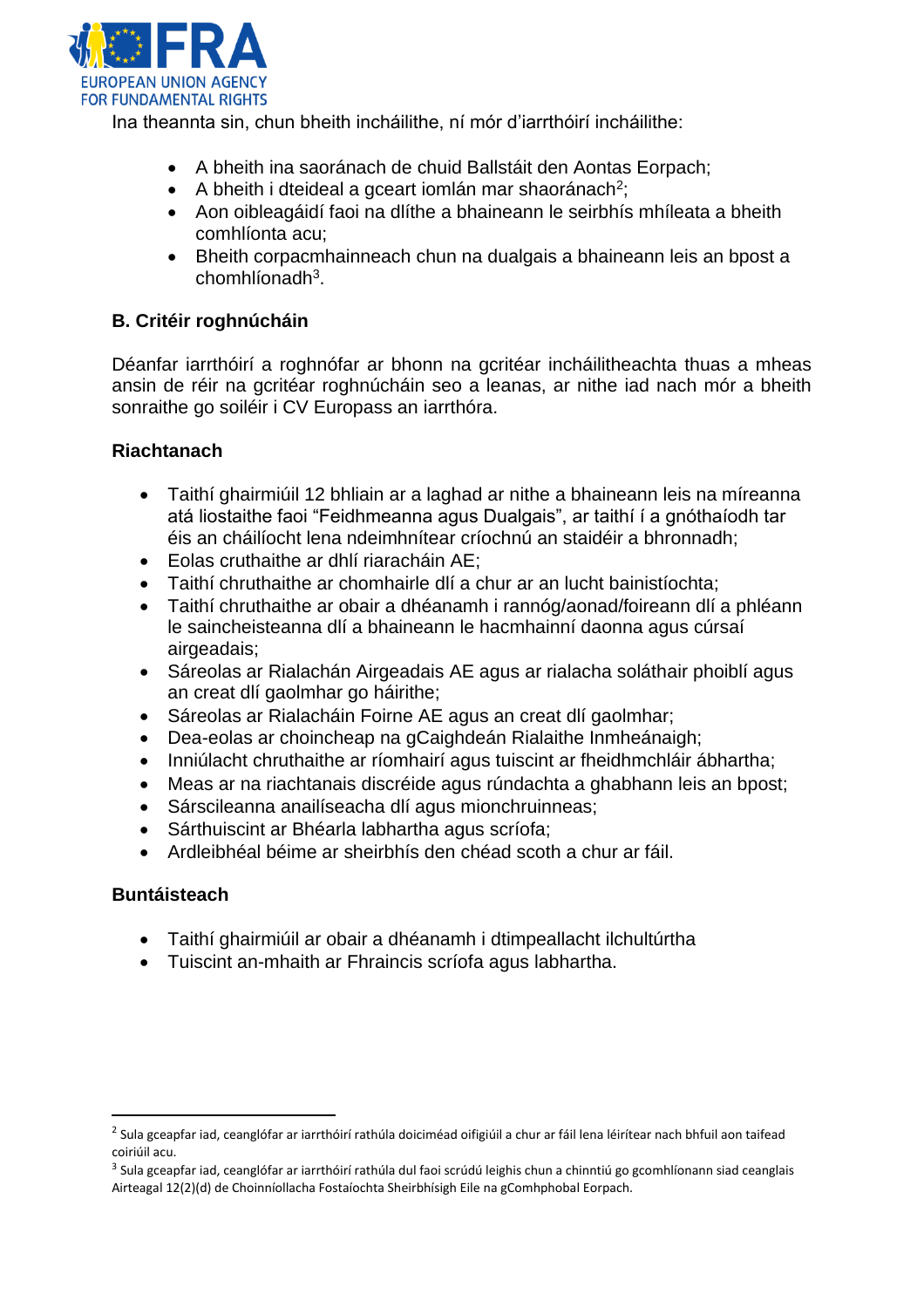Ina theannta sin, chun bheith incháilithe, ní mór d'iarrthóirí incháilithe:

- A bheith ina saoránach de chuid Ballstáit den Aontas Eorpach;
- A bheith i dteideal a gceart iomlán mar shaoránach[2];
- Aon oibleagáidí faoi na dlíthe a bhaineann le seirbhís mhíleata a bheith comhlíonta acu;
- Bheith corpacmhainneach chun na dualgais a bhaineann leis an bpost a chomhlíonadh[3].

### B. Critéir roghnúcháin

Déanfar iarrthóirí a roghnófar ar bhonn na gcritéar incháilitheachta thuas a mheas ansin de réir na gcritéar roghnúcháin seo a leanas, ar nithe iad nach mór a bheith sonraithe go soiléir i CV Europass an iarrthóra.

#### Riachtanach

- Taithí ghairmiúil 12 bhliain ar a laghad ar nithe a bhaineann leis na míreanna atá liostaithe faoi "Feidhmeanna agus Dualgais", ar taithí í a gnóthaíodh tar éis an cháilíocht lena ndeimhnítear críochnú an staidéir a bhronnadh;
- Eolas cruthaithe ar dhlí riaracháin AE;
- Taithí chruthaithe ar chomhairle dlí a chur ar an lucht bainistíochta;
- Taithí chruthaithe ar obair a dhéanamh i rannóg/aonad/foireann dlí a phléann le saincheisteanna dlí a bhaineann le hacmhainní daonna agus cúrsaí airgeadais;
- Sáreolas ar Rialachán Airgeadais AE agus ar rialacha soláthair phoiblí agus an creat dlí gaolmhar go háirithe;
- Sáreolas ar Rialacháin Foirne AE agus an creat dlí gaolmhar;
- Dea-eolas ar choincheap na gCaighdeán Rialaithe Inmheánaigh;
- Inniúlacht chruthaithe ar ríomhairí agus tuiscint ar fheidhmchláir ábhartha;
- Meas ar na riachtanais discréide agus rúndachta a ghabhann leis an bpost;
- Sárscileanna anailíseacha dlí agus mionchruinneas;
- Sárthuiscint ar Bhéarla labhartha agus scríofa;
- Ardleibhéal béime ar sheirbhís den chéad scoth a chur ar fáil.

#### Buntáisteach

- Taithí ghairmiúil ar obair a dhéanamh i dtimpeallacht ilchultúrtha
- Tuiscint an-mhaith ar Fhraincis scríofa agus labhartha.

---

[2] Sula gceapfar iad, ceanglófar ar iarrthóirí rathúla doiciméad oifigiúil a chur ar fáil lena léirítear nach bhfuil aon taifead coiriúil acu.

[3] Sula gceapfar iad, ceanglófar ar iarrthóirí rathúla dul faoi scrúdú leighis chun a chinntiú go gcomhlíonann siad ceanglais Airteagal 12(2)(d) de Choinníollacha Fostaíochta Sheirbhísigh Eile na gComhphobal Eorpach.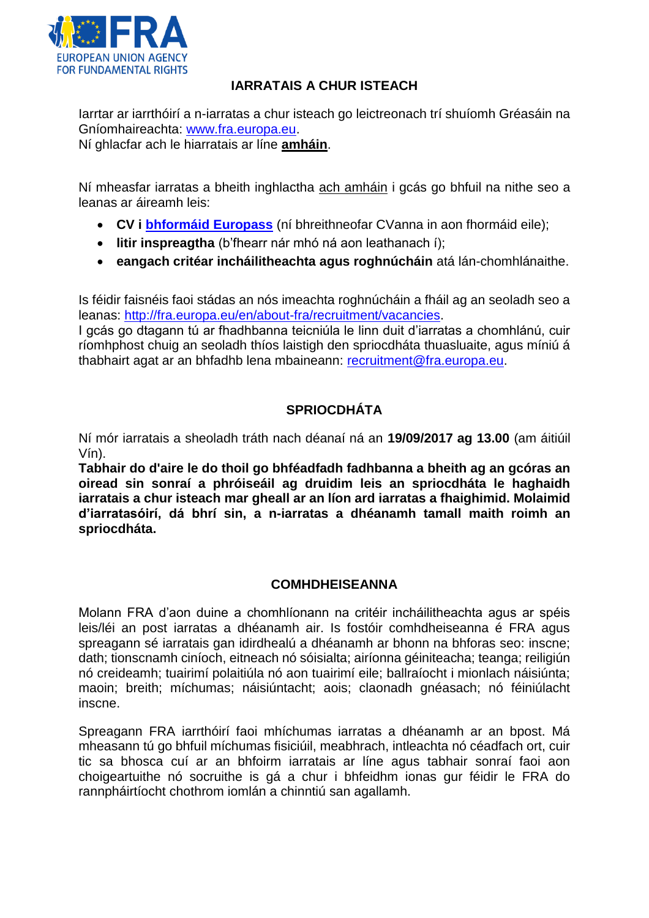## IARRATAIS A CHUR ISTEACH

Iarrtar ar iarrthóirí a n-iarratas a chur isteach go leictreonach trí shuíomh Gréasáin na Gníomhaireachta: [www.fra.europa.eu](http://www.fra.europa.eu).
Ní ghlacfar ach le hiarratais ar líne **amháin**.

Ní mheasfar iarratas a bheith inghlactha ach amháin i gcás go bhfuil na nithe seo a leanas ar áireamh leis:

- **CV i bhformáid Europass** (ní bhreithneofar CVanna in aon fhormáid eile);
- **litir inspreagtha** (b'fhearr nár mhó ná aon leathanach í);
- **eangach critéar incháilitheachta agus roghnúcháin** atá lán-chomhlánaithe.

Is féidir faisnéis faoi stádas an nós imeachta roghnúcháin a fháil ag an seoladh seo a leanas: [http://fra.europa.eu/en/about-fra/recruitment/vacancies](http://fra.europa.eu/en/about-fra/recruitment/vacancies).
I gcás go dtagann tú ar fhadhbanna teicniúla le linn duit d'iarratas a chomhlánú, cuir ríomhphost chuig an seoladh thíos laistigh den spriocdháta thuasluaite, agus míniú á thabhairt agat ar an bhfadhb lena mbaineann: [recruitment@fra.europa.eu](mailto:recruitment@fra.europa.eu).

## SPRIOCDHÁTA

Ní mór iarratais a sheoladh tráth nach déanaí ná an **19/09/2017 ag 13.00** (am áitiúil Vín).
**Tabhair do d'aire le do thoil go bhféadfadh fadhbanna a bheith ag an gcóras an oiread sin sonraí a phróiseáil ag druidim leis an spriocdháta le haghaidh iarratais a chur isteach mar gheall ar an líon ard iarratas a fhaighimid. Molaimid d'iarratasóirí, dá bhrí sin, a n-iarratas a dhéanamh tamall maith roimh an spriocdháta.**

## COMHDHEISEANNA

Molann FRA d'aon duine a chomhlíonann na critéir incháilitheachta agus ar spéis leis/léi an post iarratas a dhéanamh air. Is fostóir comhdheiseanna é FRA agus spreagann sé iarratais gan idirdhealú a dhéanamh ar bhonn na bhforas seo: inscne; dath; tionscnamh ciníoch, eitneach nó sóisialta; airíonna géiniteacha; teanga; reiligiún nó creideamh; tuairimí polaitiúla nó aon tuairimí eile; ballraíocht i mionlach náisiúnta; maoin; breith; míchumas; náisiúntacht; aois; claonadh gnéasach; nó féiniúlacht inscne.

Spreagann FRA iarrthóirí faoi mhíchumas iarratas a dhéanamh ar an bpost. Má mheasann tú go bhfuil míchumas fisiciúil, meabhrach, intleachta nó céadfach ort, cuir tic sa bhosca cuí ar an bhfoirm iarratais ar líne agus tabhair sonraí faoi aon choigeartuithe nó socruithe is gá a chur i bhfeidhm ionas gur féidir le FRA do rannpháirtíocht chothrom iomlán a chinntiú san agallamh.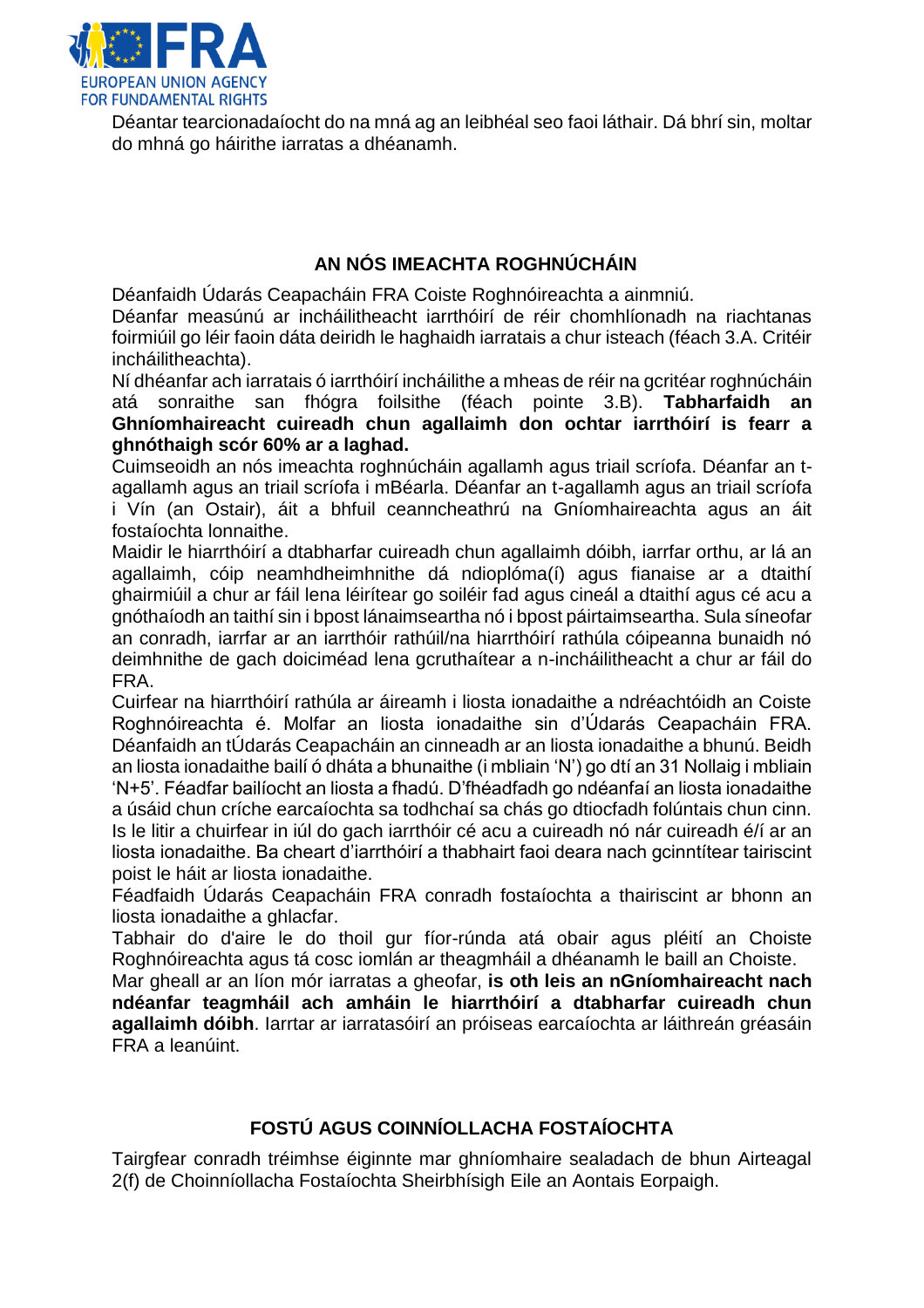Déantar tearcionadaíocht do na mná ag an leibhéal seo faoi láthair. Dá bhrí sin, moltar do mhná go háirithe iarratas a dhéanamh.

## AN NÓS IMEACHTA ROGHNÚCHÁIN

Déanfaidh Údarás Ceapacháin FRA Coiste Roghnóireachta a ainmniú.

Déanfar measúnú ar incháilitheacht iarrthóirí de réir chomhlíonadh na riachtanas foirmiúil go léir faoin dáta deiridh le haghaidh iarratais a chur isteach (féach 3.A. Critéir incháilitheachta).

Ní dhéanfar ach iarratais ó iarrthóirí incháilithe a mheas de réir na gcritéar roghnúcháin atá sonraithe san fhógra foilsithe (féach pointe 3.B). **Tabharfaidh an Ghníomhaireacht cuireadh chun agallaimh don ochtar iarrthóirí is fearr a ghnóthaigh scór 60% ar a laghad.**

Cuimseoidh an nós imeachta roghnúcháin agallamh agus triail scríofa. Déanfar an t-agallamh agus an triail scríofa i mBéarla. Déanfar an t-agallamh agus an triail scríofa i Vín (an Ostair), áit a bhfuil ceanncheathrú na Gníomhaireachta agus an áit fostaíochta lonnaithe.

Maidir le hiarrthóirí a dtabharfar cuireadh chun agallaimh dóibh, iarrfar orthu, ar lá an agallaimh, cóip neamhdheimhnithe dá ndioplóma(í) agus fianaise ar a dtaithí ghairmiúil a chur ar fáil lena léirítear go soiléir fad agus cineál a dtaithí agus cé acu a gnóthaíodh an taithí sin i bpost lánaimseartha nó i bpost páirtaimseartha. Sula síneofar an conradh, iarrfar ar an iarrthóir rathúil/na hiarrthóirí rathúla cóipeanna bunaidh nó deimhnithe de gach doiciméad lena gcruthaítear a n-incháilitheacht a chur ar fáil do FRA.

Cuirfear na hiarrthóirí rathúla ar áireamh i liosta ionadaithe a ndréachtóidh an Coiste Roghnóireachta é. Molfar an liosta ionadaithe sin d'Údarás Ceapacháin FRA. Déanfaidh an tÚdarás Ceapacháin an cinneadh ar an liosta ionadaithe a bhunú. Beidh an liosta ionadaithe bailí ó dháta a bhunaithe (i mbliain 'N') go dtí an 31 Nollaig i mbliain 'N+5'. Féadfar bailíocht an liosta a fhadú. D'fhéadfadh go ndéanfaí an liosta ionadaithe a úsáid chun críche earcaíochta sa todhchaí sa chás go dtiocfadh folúntais chun cinn. Is le litir a chuirfear in iúl do gach iarrthóir cé acu a cuireadh nó nár cuireadh é/í ar an liosta ionadaithe. Ba cheart d'iarrthóirí a thabhairt faoi deara nach gcinntítear tairiscint poist le háit ar liosta ionadaithe.

Féadfaidh Údarás Ceapacháin FRA conradh fostaíochta a thairiscint ar bhonn an liosta ionadaithe a ghlacfar.

Tabhair do d'aire le do thoil gur fíor-rúnda atá obair agus pléití an Choiste Roghnóireachta agus tá cosc iomlán ar theagmháil a dhéanamh le baill an Choiste.

Mar gheall ar an líon mór iarratas a gheofar, **is oth leis an nGníomhaireacht nach ndéanfar teagmháil ach amháin le hiarrthóirí a dtabharfar cuireadh chun agallaimh dóibh**. Iarrtar ar iarratasóirí an próiseas earcaíochta ar láithreán gréasáin FRA a leanúint.

## FOSTÚ AGUS COINNÍOLLACHA FOSTAÍOCHTA

Tairgfear conradh tréimhse éiginnte mar ghníomhaire sealadach de bhun Airteagal 2(f) de Choinníollacha Fostaíochta Sheirbhísigh Eile an Aontais Eorpaigh.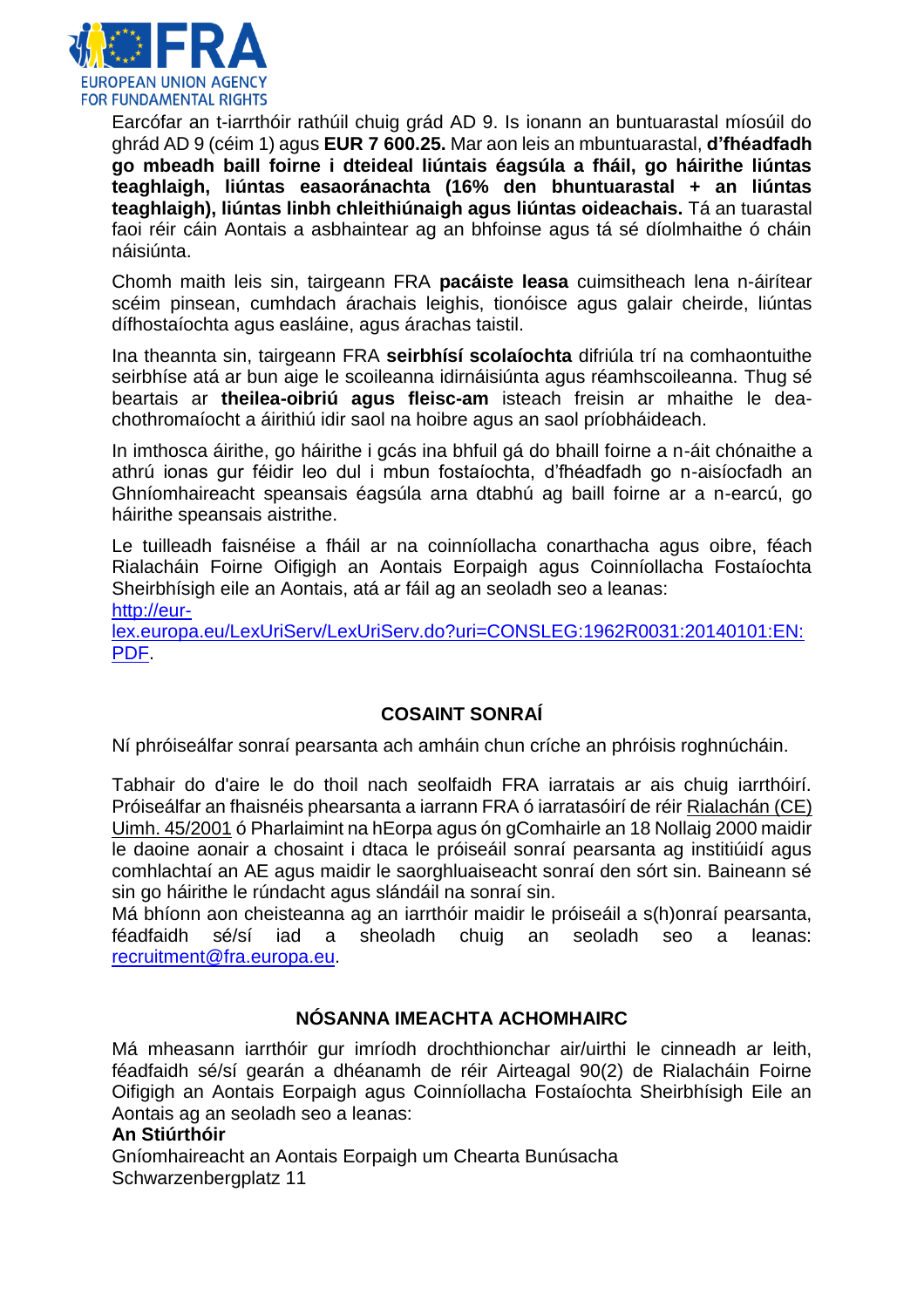Earcófar an t-iarrthóir rathúil chuig grád AD 9. Is ionann an buntuarastal míosúil do ghrád AD 9 (céim 1) agus **EUR 7 600.25.** Mar aon leis an mbuntuarastal, **d'fhéadfadh go mbeadh baill foirne i dteideal liúntais éagsúla a fháil, go háirithe liúntas teaghlaigh, liúntas easaoránachta (16% den bhuntuarastal + an liúntas teaghlaigh), liúntas linbh chleithiúnaigh agus liúntas oideachais.** Tá an tuarastal faoi réir cáin Aontais a asbhaintear ag an bhfoinse agus tá sé díolmhaithe ó cháin náisiúnta.

Chomh maith leis sin, tairgeann FRA **pacáiste leasa** cuimsitheach lena n-áirítear scéim pinsean, cumhdach árachais leighis, tionóisce agus galair cheirde, liúntas dífhostaíochta agus easláine, agus árachas taistil.

Ina theannta sin, tairgeann FRA **seirbhísí scolaíochta** difriúla trí na comhaontuithe seirbhíse atá ar bun aige le scoileanna idirnáisiúnta agus réamhscoileanna. Thug sé beartais ar **theilea-oibriú agus fleisc-am** isteach freisin ar mhaithe le dea-chothromaíocht a áirithiú idir saol na hoibre agus an saol príobháideach.

In imthosca áirithe, go háirithe i gcás ina bhfuil gá do bhaill foirne a n-áit chónaithe a athrú ionas gur féidir leo dul i mbun fostaíochta, d'fhéadfadh go n-aisíocfadh an Ghníomhaireacht speansais éagsúla arna dtabhú ag baill foirne ar a n-earcú, go háirithe speansais aistrithe.

Le tuilleadh faisnéise a fháil ar na coinníollacha conarthacha agus oibre, féach Rialacháin Foirne Oifigigh an Aontais Eorpaigh agus Coinníollacha Fostaíochta Sheirbhísigh eile an Aontais, atá ar fáil ag an seoladh seo a leanas: http://eur-lex.europa.eu/LexUriServ/LexUriServ.do?uri=CONSLEG:1962R0031:20140101:EN:PDF.

## COSAINT SONRAÍ

Ní phróiseálfar sonraí pearsanta ach amháin chun críche an phróisis roghnúcháin.

Tabhair do d'aire le do thoil nach seolfaidh FRA iarratais ar ais chuig iarrthóirí. Próiseálfar an fhaisnéis phearsanta a iarrann FRA ó iarratasóirí de réir Rialachán (CE) Uimh. 45/2001 ó Pharlaimint na hEorpa agus ón gComhairle an 18 Nollaig 2000 maidir le daoine aonair a chosaint i dtaca le próiseáil sonraí pearsanta ag institiúidí agus comhlachtaí an AE agus maidir le saorghluaiseacht sonraí den sórt sin. Baineann sé sin go háirithe le rúndacht agus slándáil na sonraí sin.
Má bhíonn aon cheisteanna ag an iarrthóir maidir le próiseáil a s(h)onraí pearsanta, féadfaidh sé/sí iad a sheoladh chuig an seoladh seo a leanas: recruitment@fra.europa.eu.

## NÓSANNA IMEACHTA ACHOMHAIRC

Má mheasann iarrthóir gur imríodh drochthionchar air/uirthi le cinneadh ar leith, féadfaidh sé/sí gearán a dhéanamh de réir Airteagal 90(2) de Rialacháin Foirne Oifigigh an Aontais Eorpaigh agus Coinníollacha Fostaíochta Sheirbhísigh Eile an Aontais ag an seoladh seo a leanas:
**An Stiúrthóir**
Gníomhaireacht an Aontais Eorpaigh um Chearta Bunúsacha
Schwarzenbergplatz 11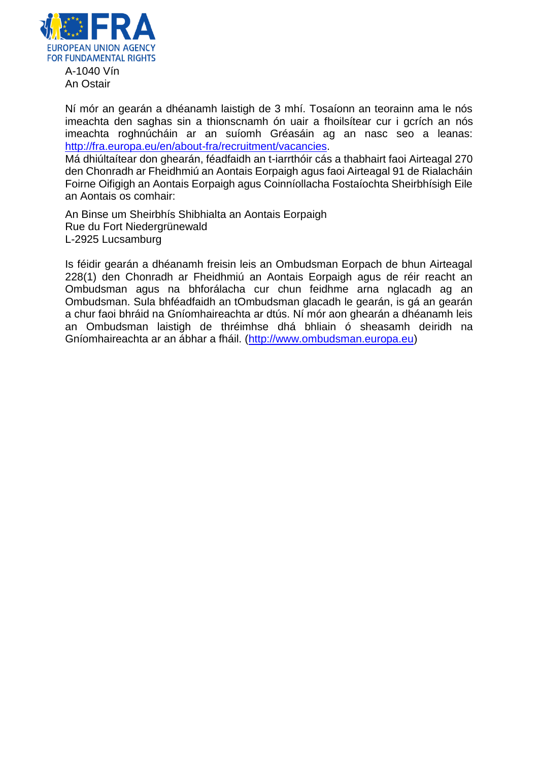A-1040 Vín
An Ostair

Ní mór an gearán a dhéanamh laistigh de 3 mhí. Tosaíonn an teorainn ama le nós imeachta den saghas sin a thionscnamh ón uair a fhoilsítear cur i gcrích an nós imeachta roghnúcháin ar an suíomh Gréasáin ag an nasc seo a leanas: http://fra.europa.eu/en/about-fra/recruitment/vacancies.
Má dhiúltaítear don ghearán, féadfaidh an t-iarrthóir cás a thabhairt faoi Airteagal 270 den Chonradh ar Fheidhmiú an Aontais Eorpaigh agus faoi Airteagal 91 de Rialacháin Foirne Oifigigh an Aontais Eorpaigh agus Coinníollacha Fostaíochta Sheirbhísigh Eile an Aontais os comhair:

An Binse um Sheirbhís Shibhialta an Aontais Eorpaigh
Rue du Fort Niedergrünewald
L-2925 Lucsamburg

Is féidir gearán a dhéanamh freisin leis an Ombudsman Eorpach de bhun Airteagal 228(1) den Chonradh ar Fheidhmiú an Aontais Eorpaigh agus de réir reacht an Ombudsman agus na bhforálacha cur chun feidhme arna nglacadh ag an Ombudsman. Sula bhféadfaidh an tOmbudsman glacadh le gearán, is gá an gearán a chur faoi bhráid na Gníomhaireachta ar dtús. Ní mór aon ghearán a dhéanamh leis an Ombudsman laistigh de thréimhse dhá bhliain ó sheasamh deiridh na Gníomhaireachta ar an ábhar a fháil. (http://www.ombudsman.europa.eu)